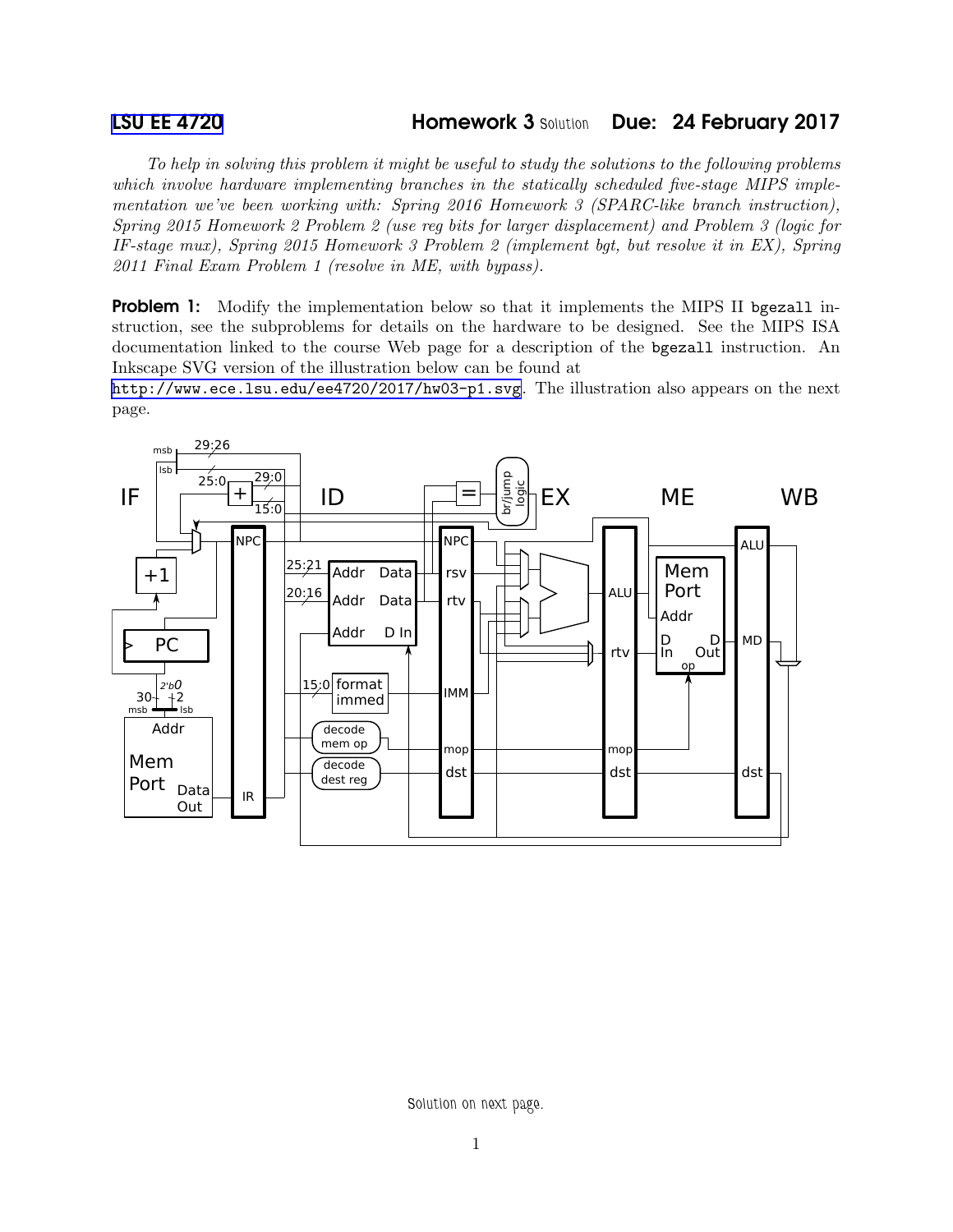LSU EE 4720 — Homework 3 Solution — Due: 24 February 2017

*To help in solving this problem it might be useful to study the solutions to the following problems which involve hardware implementing branches in the statically scheduled five-stage MIPS implementation we've been working with: Spring 2016 Homework 3 (SPARC-like branch instruction), Spring 2015 Homework 2 Problem 2 (use reg bits for larger displacement) and Problem 3 (logic for IF-stage mux), Spring 2015 Homework 3 Problem 2 (implement bgt, but resolve it in EX), Spring 2011 Final Exam Problem 1 (resolve in ME, with bypass).*

**Problem 1:** Modify the implementation below so that it implements the MIPS II `bgezall` instruction, see the subproblems for details on the hardware to be designed. See the MIPS ISA documentation linked to the course Web page for a description of the `bgezall` instruction. An Inkscape SVG version of the illustration below can be found at http://www.ece.lsu.edu/ee4720/2017/hw03-p1.svg. The illustration also appears on the next page.

Solution on next page.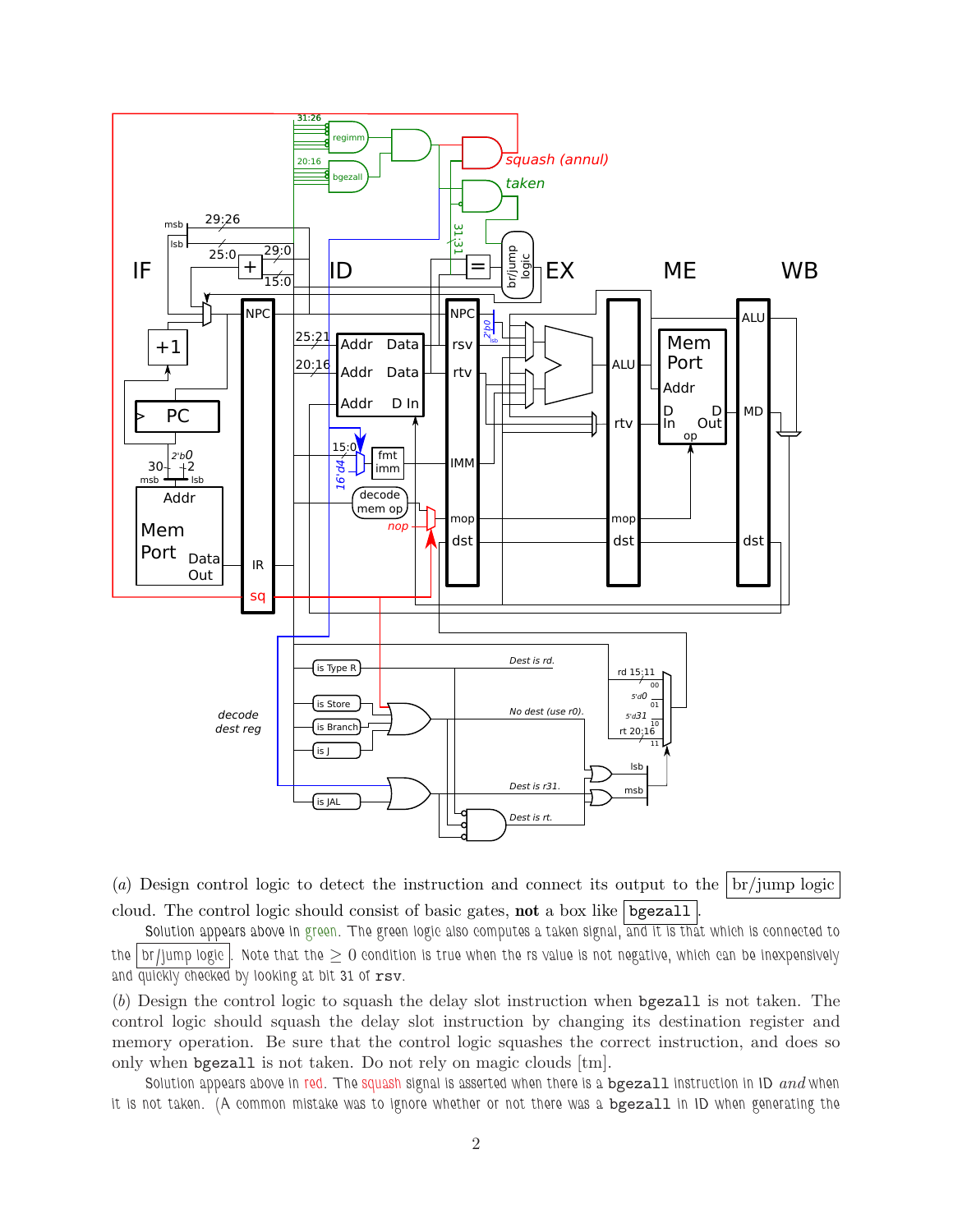(*a*) Design control logic to detect the instruction and connect its output to the br/jump logic cloud. The control logic should consist of basic gates, **not** a box like `bgezall`.

Solution appears above in green. The green logic also computes a taken signal, and it is that which is connected to the br/jump logic. Note that the $\geq 0$ condition is true when the rs value is not negative, which can be inexpensively and quickly checked by looking at bit 31 of `rsv`.

(*b*) Design the control logic to squash the delay slot instruction when `bgezall` is not taken. The control logic should squash the delay slot instruction by changing its destination register and memory operation. Be sure that the control logic squashes the correct instruction, and does so only when `bgezall` is not taken. Do not rely on magic clouds [tm].

Solution appears above in red. The squash signal is asserted when there is a `bgezall` instruction in ID *and* when it is not taken. (A common mistake was to ignore whether or not there was a `bgezall` in ID when generating the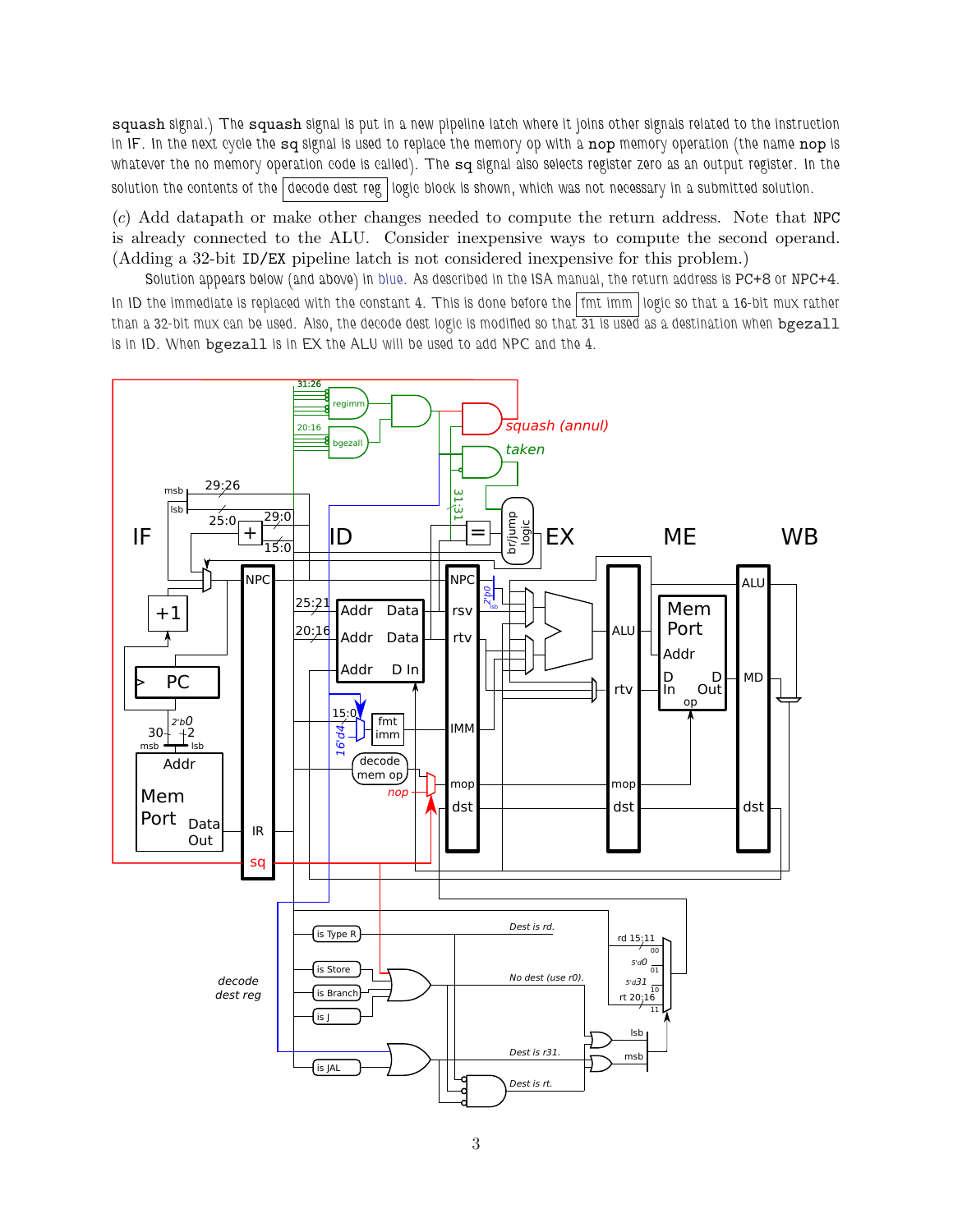squash signal.) The **squash** signal is put in a new pipeline latch where it joins other signals related to the instruction in IF. In the next cycle the **sq** signal is used to replace the memory op with a **nop** memory operation (the name **nop** is whatever the no memory operation code is called). The **sq** signal also selects register zero as an output register. In the solution the contents of the `decode dest reg` logic block is shown, which was not necessary in a submitted solution.

(*c*) Add datapath or make other changes needed to compute the return address. Note that NPC is already connected to the ALU. Consider inexpensive ways to compute the second operand. (Adding a 32-bit ID/EX pipeline latch is not considered inexpensive for this problem.)

Solution appears below (and above) in blue. As described in the ISA manual, the return address is PC+8 or NPC+4. In ID the immediate is replaced with the constant 4. This is done before the `fmt imm` logic so that a 16-bit mux rather than a 32-bit mux can be used. Also, the decode dest logic is modified so that 31 is used as a destination when **bgezall** is in ID. When **bgezall** is in EX the ALU will be used to add NPC and the 4.

31:26
regimm
20:16
bgezall
squash (annul)
taken
msb
29:26
lsb
25:0
29:0
15:0
IF
ID
31:31
br/jump logic
EX
ME
WB
NPC
NPC
2'b0
lsb
+1
25:21
20:16
Addr Data
Addr Data
rsv
rtv
ALU
ALU
Mem Port
Addr
D In
D Out
op
MD
rtv
PC
Addr D In
IMM
15:0
16'd4
fmt imm
2'b0
30
2
msb
lsb
Addr
Mem Port
Data Out
decode mem op
nop
mop
mop
dst
dst
dst
IR
sq
is Type R
Dest is rd.
rd 15:11
00
5'd0
01
5'd31
10
rt 20:16
11
is Store
No dest (use r0).
decode dest reg
is Branch
is J
lsb
msb
Dest is r31.
is JAL
Dest is rt.